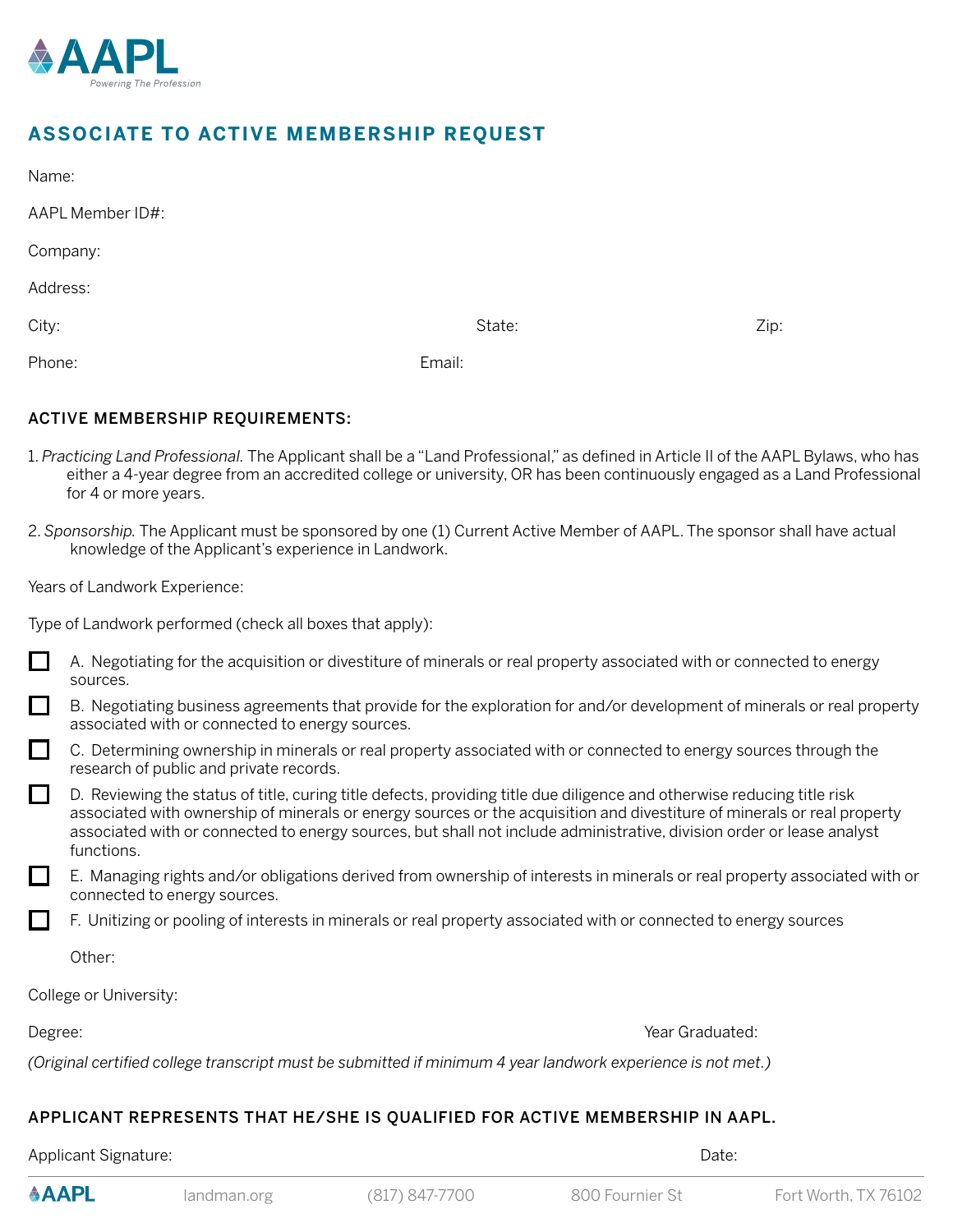AAPL

*Powering The Profession*

# ASSOCIATE TO ACTIVE MEMBERSHIP REQUEST

Name:

AAPL Member ID#:

Company:

Address:

City: State: Zip:

Phone: Email:

## ACTIVE MEMBERSHIP REQUIREMENTS:

1. *Practicing Land Professional.* The Applicant shall be a "Land Professional," as defined in Article II of the AAPL Bylaws, who has either a 4-year degree from an accredited college or university, OR has been continuously engaged as a Land Professional for 4 or more years.

2. *Sponsorship.* The Applicant must be sponsored by one (1) Current Active Member of AAPL. The sponsor shall have actual knowledge of the Applicant's experience in Landwork.

Years of Landwork Experience:

Type of Landwork performed (check all boxes that apply):

- ☐ A. Negotiating for the acquisition or divestiture of minerals or real property associated with or connected to energy sources.
- ☐ B. Negotiating business agreements that provide for the exploration for and/or development of minerals or real property associated with or connected to energy sources.
- ☐ C. Determining ownership in minerals or real property associated with or connected to energy sources through the research of public and private records.
- ☐ D. Reviewing the status of title, curing title defects, providing title due diligence and otherwise reducing title risk associated with ownership of minerals or energy sources or the acquisition and divestiture of minerals or real property associated with or connected to energy sources, but shall not include administrative, division order or lease analyst functions.
- ☐ E. Managing rights and/or obligations derived from ownership of interests in minerals or real property associated with or connected to energy sources.
- ☐ F. Unitizing or pooling of interests in minerals or real property associated with or connected to energy sources

Other:

College or University:

Degree: Year Graduated:

*(Original certified college transcript must be submitted if minimum 4 year landwork experience is not met.)*

## APPLICANT REPRESENTS THAT HE/SHE IS QUALIFIED FOR ACTIVE MEMBERSHIP IN AAPL.

Applicant Signature: Date:

AAPL landman.org (817) 847-7700 800 Fournier St Fort Worth, TX 76102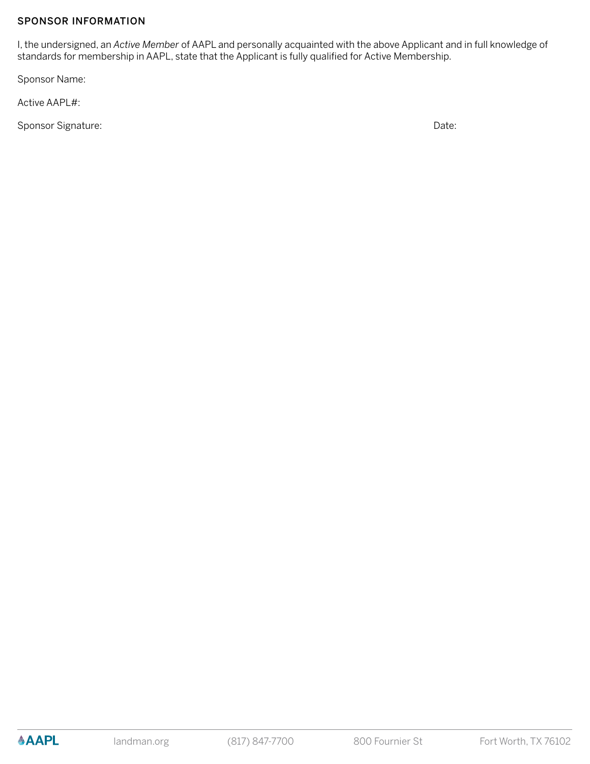## SPONSOR INFORMATION

I, the undersigned, an *Active Member* of AAPL and personally acquainted with the above Applicant and in full knowledge of standards for membership in AAPL, state that the Applicant is fully qualified for Active Membership.

Sponsor Name:

Active AAPL#:

Sponsor Signature: Date: